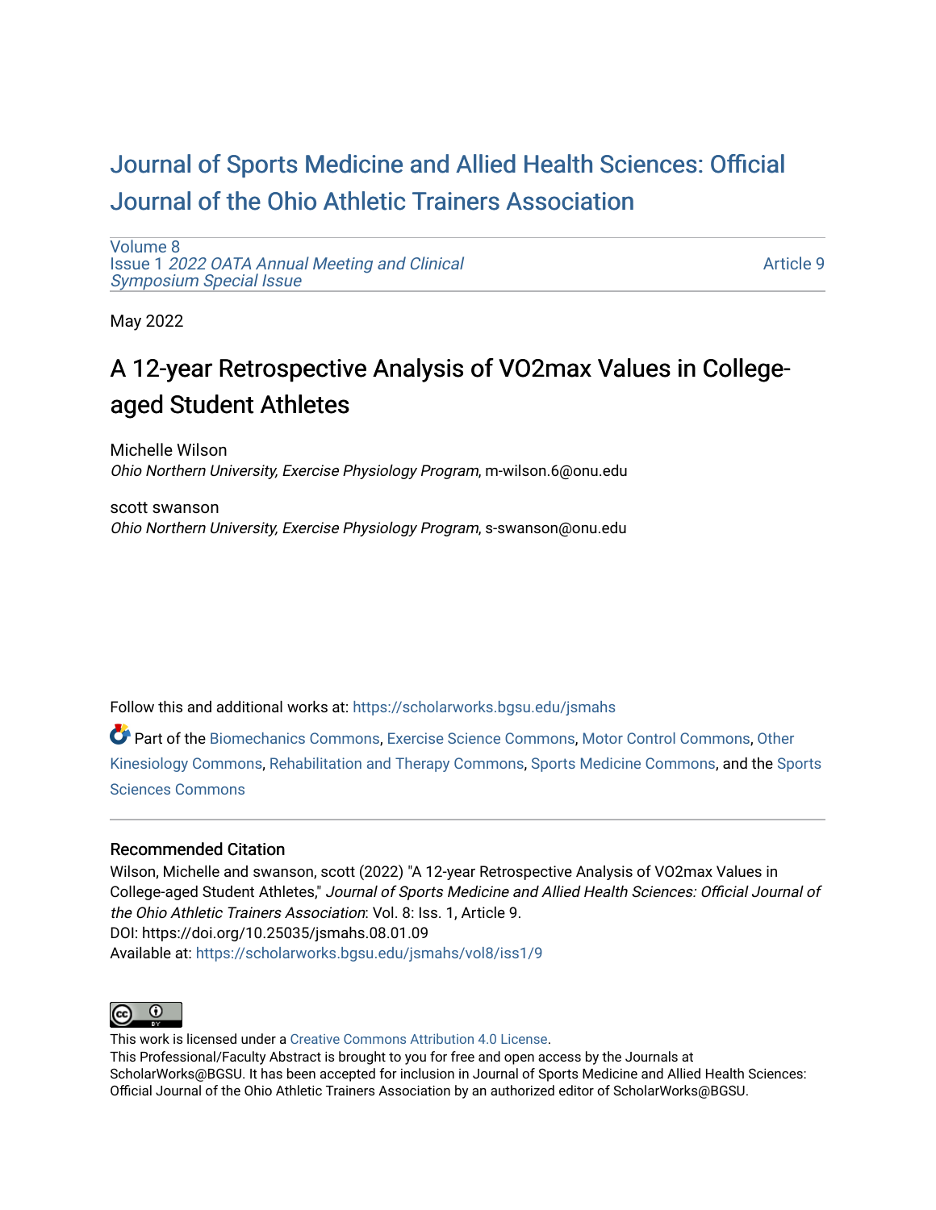# Journal of Sports Medicine and Allied Health Sciences: Official Journal of the Ohio Athletic Trainers Association

Volume 8
Issue 1 *2022 OATA Annual Meeting and Clinical Symposium Special Issue*

Article 9

May 2022

## A 12-year Retrospective Analysis of VO2max Values in College-aged Student Athletes

Michelle Wilson
*Ohio Northern University, Exercise Physiology Program*, m-wilson.6@onu.edu

scott swanson
*Ohio Northern University, Exercise Physiology Program*, s-swanson@onu.edu

Follow this and additional works at: https://scholarworks.bgsu.edu/jsmahs

Part of the Biomechanics Commons, Exercise Science Commons, Motor Control Commons, Other Kinesiology Commons, Rehabilitation and Therapy Commons, Sports Medicine Commons, and the Sports Sciences Commons

### Recommended Citation

Wilson, Michelle and swanson, scott (2022) "A 12-year Retrospective Analysis of VO2max Values in College-aged Student Athletes," *Journal of Sports Medicine and Allied Health Sciences: Official Journal of the Ohio Athletic Trainers Association*: Vol. 8: Iss. 1, Article 9.
DOI: https://doi.org/10.25035/jsmahs.08.01.09
Available at: https://scholarworks.bgsu.edu/jsmahs/vol8/iss1/9

This work is licensed under a Creative Commons Attribution 4.0 License.
This Professional/Faculty Abstract is brought to you for free and open access by the Journals at ScholarWorks@BGSU. It has been accepted for inclusion in Journal of Sports Medicine and Allied Health Sciences: Official Journal of the Ohio Athletic Trainers Association by an authorized editor of ScholarWorks@BGSU.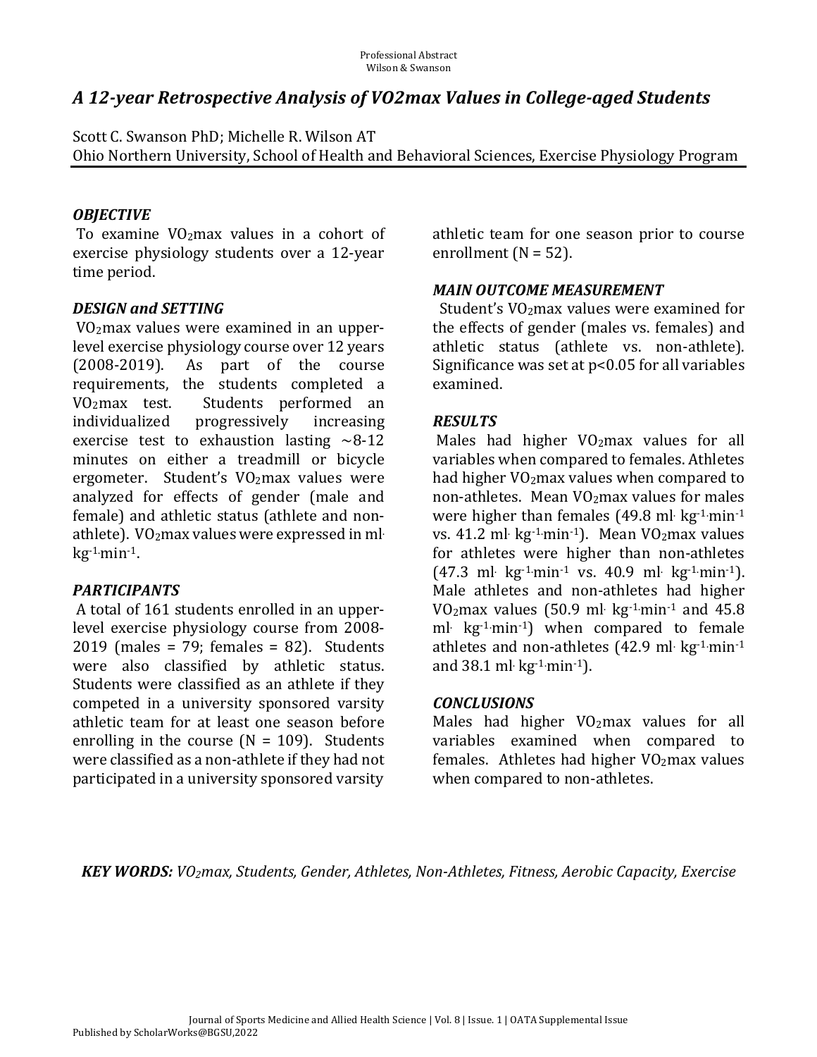# *A 12-year Retrospective Analysis of VO2max Values in College-aged Students*

Scott C. Swanson PhD; Michelle R. Wilson AT

Ohio Northern University, School of Health and Behavioral Sciences, Exercise Physiology Program

### *OBJECTIVE*

To examine $VO_2$max values in a cohort of exercise physiology students over a 12-year time period.

### *DESIGN and SETTING*

$VO_2$max values were examined in an upper-level exercise physiology course over 12 years (2008-2019). As part of the course requirements, the students completed a $VO_2$max test. Students performed an individualized progressively increasing exercise test to exhaustion lasting ~8-12 minutes on either a treadmill or bicycle ergometer. Student's $VO_2$max values were analyzed for effects of gender (male and female) and athletic status (athlete and non-athlete). $VO_2$max values were expressed in $ml \cdot kg^{-1} \cdot min^{-1}$.

### *PARTICIPANTS*

A total of 161 students enrolled in an upper-level exercise physiology course from 2008-2019 (males = 79; females = 82). Students were also classified by athletic status. Students were classified as an athlete if they competed in a university sponsored varsity athletic team for at least one season before enrolling in the course (N = 109). Students were classified as a non-athlete if they had not participated in a university sponsored varsity athletic team for one season prior to course enrollment (N = 52).

### *MAIN OUTCOME MEASUREMENT*

Student's $VO_2$max values were examined for the effects of gender (males vs. females) and athletic status (athlete vs. non-athlete). Significance was set at $p<0.05$ for all variables examined.

### *RESULTS*

Males had higher $VO_2$max values for all variables when compared to females. Athletes had higher $VO_2$max values when compared to non-athletes. Mean $VO_2$max values for males were higher than females (49.8 $ml \cdot kg^{-1} \cdot min^{-1}$ vs. 41.2 $ml \cdot kg^{-1} \cdot min^{-1}$). Mean $VO_2$max values for athletes were higher than non-athletes (47.3 $ml \cdot kg^{-1} \cdot min^{-1}$ vs. 40.9 $ml \cdot kg^{-1} \cdot min^{-1}$). Male athletes and non-athletes had higher $VO_2$max values (50.9 $ml \cdot kg^{-1} \cdot min^{-1}$ and 45.8 $ml \cdot kg^{-1} \cdot min^{-1}$) when compared to female athletes and non-athletes (42.9 $ml \cdot kg^{-1} \cdot min^{-1}$ and 38.1 $ml \cdot kg^{-1} \cdot min^{-1}$).

### *CONCLUSIONS*

Males had higher $VO_2$max values for all variables examined when compared to females. Athletes had higher $VO_2$max values when compared to non-athletes.

***KEY WORDS:*** *$VO_2$max, Students, Gender, Athletes, Non-Athletes, Fitness, Aerobic Capacity, Exercise*